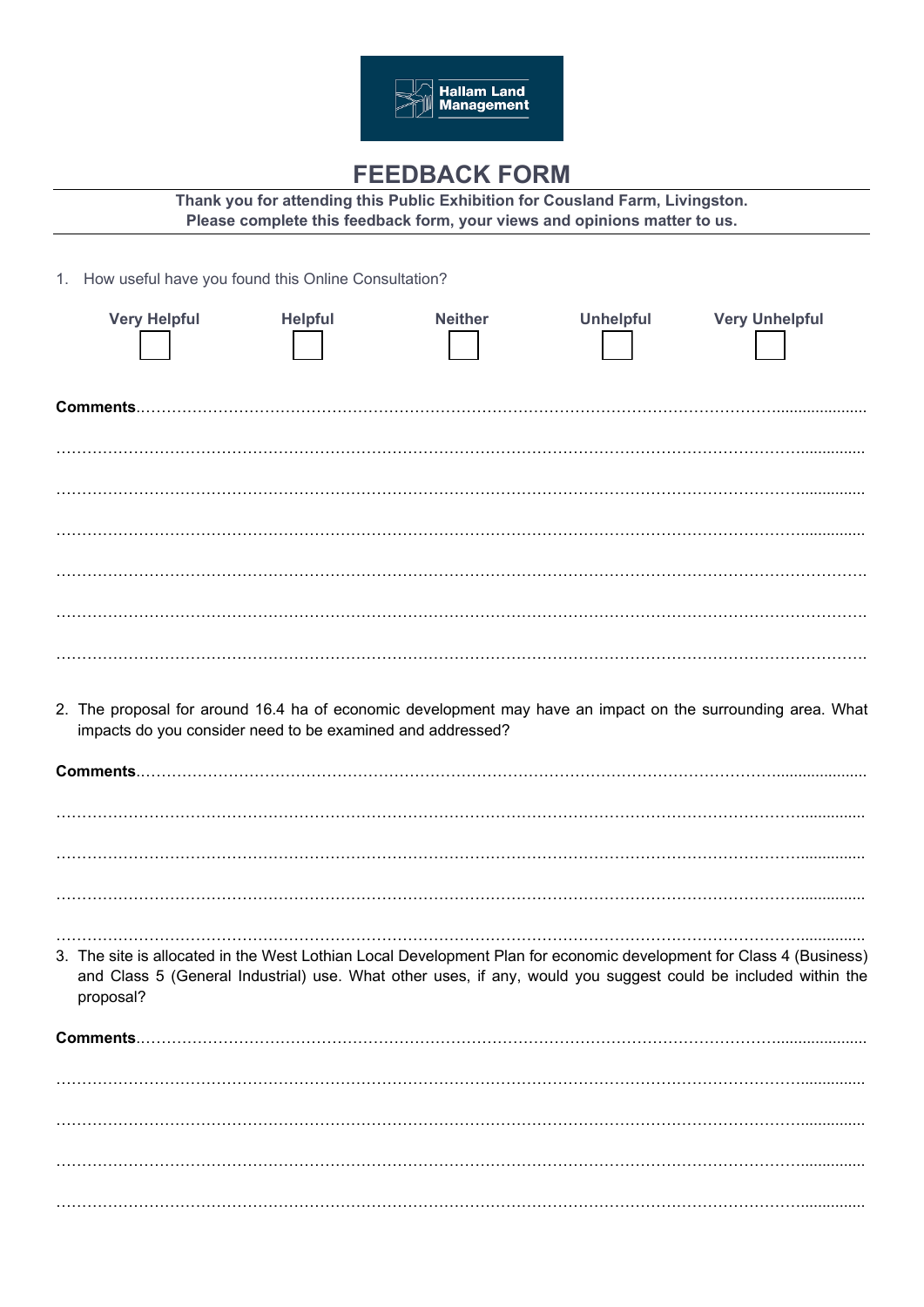Hallam Land Management

# FEEDBACK FORM

**Thank you for attending this Public Exhibition for Cousland Farm, Livingston.**
**Please complete this feedback form, your views and opinions matter to us.**

1. How useful have you found this Online Consultation?

| Very Helpful | Helpful | Neither | Unhelpful | Very Unhelpful |
|---|---|---|---|---|
| ☐ | ☐ | ☐ | ☐ | ☐ |

**Comments**……………………………………………………………………………………………………………

……………………………………………………………………………………………………………………………

……………………………………………………………………………………………………………………………

……………………………………………………………………………………………………………………………

……………………………………………………………………………………………………………………………

……………………………………………………………………………………………………………………………

……………………………………………………………………………………………………………………………

2. The proposal for around 16.4 ha of economic development may have an impact on the surrounding area. What impacts do you consider need to be examined and addressed?

**Comments**……………………………………………………………………………………………………………

……………………………………………………………………………………………………………………………

……………………………………………………………………………………………………………………………

……………………………………………………………………………………………………………………………

……………………………………………………………………………………………………………………………

3. The site is allocated in the West Lothian Local Development Plan for economic development for Class 4 (Business) and Class 5 (General Industrial) use. What other uses, if any, would you suggest could be included within the proposal?

**Comments**……………………………………………………………………………………………………………

……………………………………………………………………………………………………………………………

……………………………………………………………………………………………………………………………

……………………………………………………………………………………………………………………………

……………………………………………………………………………………………………………………………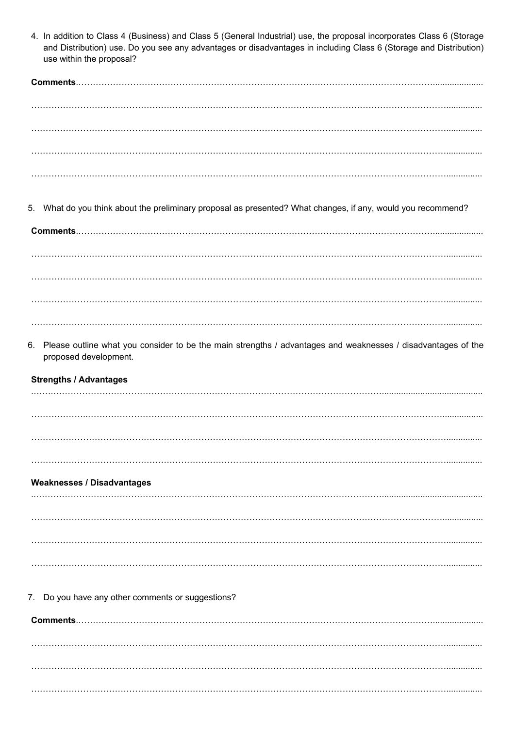4. In addition to Class 4 (Business) and Class 5 (General Industrial) use, the proposal incorporates Class 6 (Storage and Distribution) use. Do you see any advantages or disadvantages in including Class 6 (Storage and Distribution) use within the proposal?

**Comments**……………………………………………………………………………………………………………………

……………………………………………………………………………………………………………………………………

……………………………………………………………………………………………………………………………………

……………………………………………………………………………………………………………………………………

……………………………………………………………………………………………………………………………………

5. What do you think about the preliminary proposal as presented? What changes, if any, would you recommend?

**Comments**……………………………………………………………………………………………………………………

……………………………………………………………………………………………………………………………………

……………………………………………………………………………………………………………………………………

……………………………………………………………………………………………………………………………………

……………………………………………………………………………………………………………………………………

6. Please outline what you consider to be the main strengths / advantages and weaknesses / disadvantages of the proposed development.

**Strengths / Advantages**

……………………………………………………………………………………………………………………………………

……………………………………………………………………………………………………………………………………

……………………………………………………………………………………………………………………………………

……………………………………………………………………………………………………………………………………

**Weaknesses / Disadvantages**

……………………………………………………………………………………………………………………………………

……………………………………………………………………………………………………………………………………

……………………………………………………………………………………………………………………………………

……………………………………………………………………………………………………………………………………

7. Do you have any other comments or suggestions?

**Comments**……………………………………………………………………………………………………………………

……………………………………………………………………………………………………………………………………

……………………………………………………………………………………………………………………………………

……………………………………………………………………………………………………………………………………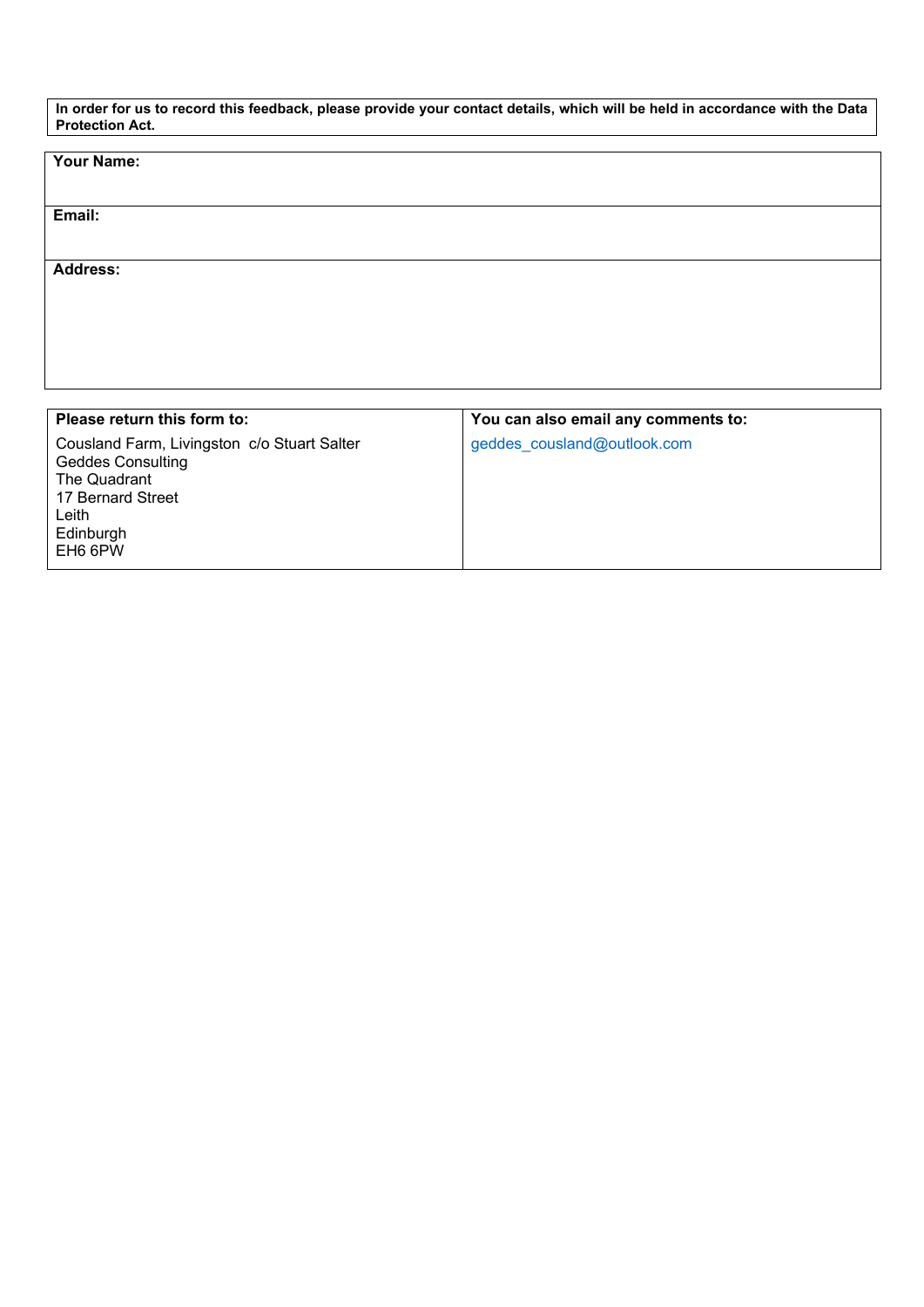**In order for us to record this feedback, please provide your contact details, which will be held in accordance with the Data Protection Act.**

| | |
|---|---|
| **Your Name:** | |
| **Email:** | |
| **Address:** | |

| **Please return this form to:** | **You can also email any comments to:** |
|---|---|
| Cousland Farm, Livingston c/o Stuart Salter<br>Geddes Consulting<br>The Quadrant<br>17 Bernard Street<br>Leith<br>Edinburgh<br>EH6 6PW | geddes_cousland@outlook.com |